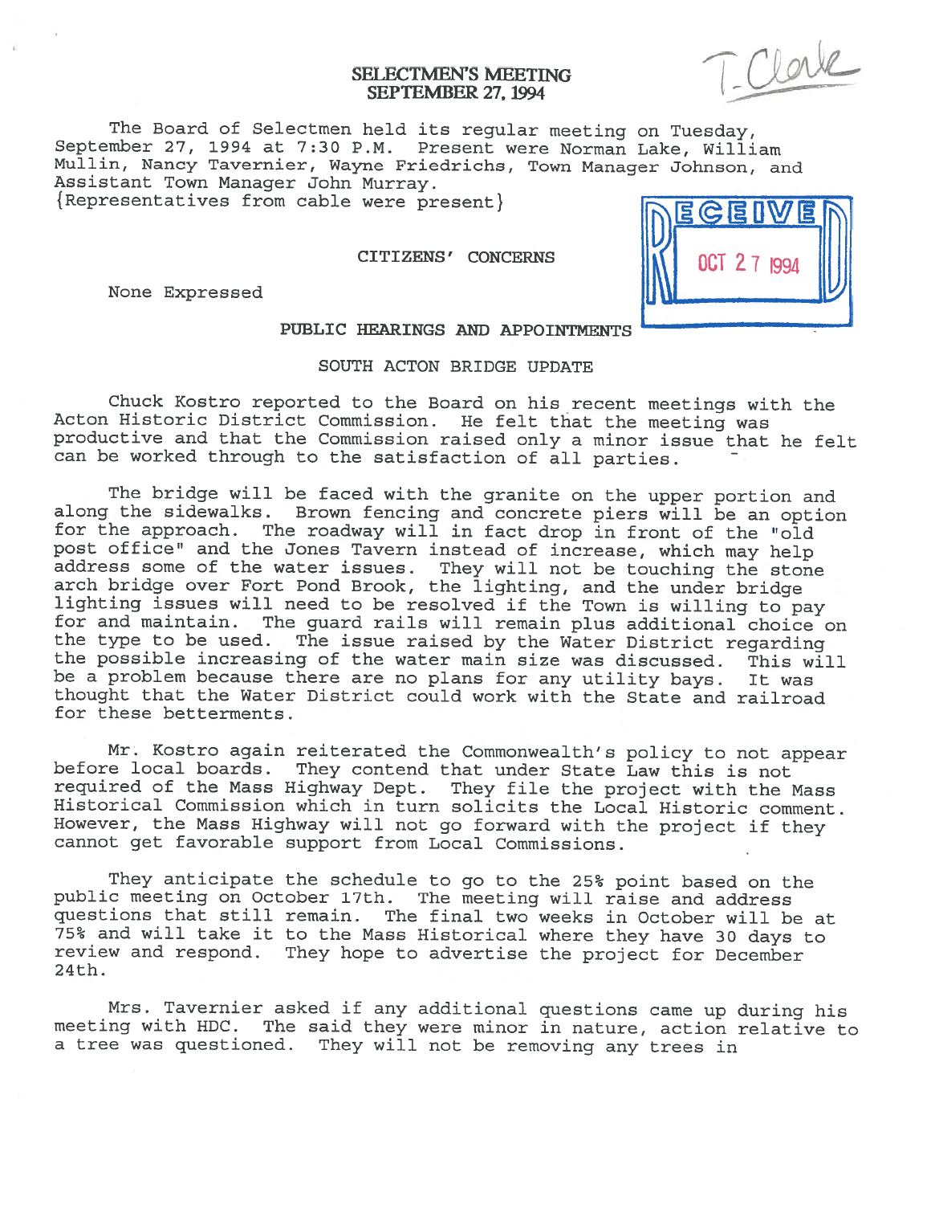# SELECTMEN'S MEETING
## SEPTEMBER 27, 1994

T. Clerk

RECEIVED OCT 27 1994

The Board of Selectmen held its regular meeting on Tuesday, September 27, 1994 at 7:30 P.M. Present were Norman Lake, William Mullin, Nancy Tavernier, Wayne Friedrichs, Town Manager Johnson, and Assistant Town Manager John Murray.
{Representatives from cable were present}

### CITIZENS' CONCERNS

None Expressed

### PUBLIC HEARINGS AND APPOINTMENTS

#### SOUTH ACTON BRIDGE UPDATE

Chuck Kostro reported to the Board on his recent meetings with the Acton Historic District Commission. He felt that the meeting was productive and that the Commission raised only a minor issue that he felt can be worked through to the satisfaction of all parties.

The bridge will be faced with the granite on the upper portion and along the sidewalks. Brown fencing and concrete piers will be an option for the approach. The roadway will in fact drop in front of the "old post office" and the Jones Tavern instead of increase, which may help address some of the water issues. They will not be touching the stone arch bridge over Fort Pond Brook, the lighting, and the under bridge lighting issues will need to be resolved if the Town is willing to pay for and maintain. The guard rails will remain plus additional choice on the type to be used. The issue raised by the Water District regarding the possible increasing of the water main size was discussed. This will be a problem because there are no plans for any utility bays. It was thought that the Water District could work with the State and railroad for these betterments.

Mr. Kostro again reiterated the Commonwealth's policy to not appear before local boards. They contend that under State Law this is not required of the Mass Highway Dept. They file the project with the Mass Historical Commission which in turn solicits the Local Historic comment. However, the Mass Highway will not go forward with the project if they cannot get favorable support from Local Commissions.

They anticipate the schedule to go to the 25% point based on the public meeting on October 17th. The meeting will raise and address questions that still remain. The final two weeks in October will be at 75% and will take it to the Mass Historical where they have 30 days to review and respond. They hope to advertise the project for December 24th.

Mrs. Tavernier asked if any additional questions came up during his meeting with HDC. The said they were minor in nature, action relative to a tree was questioned. They will not be removing any trees in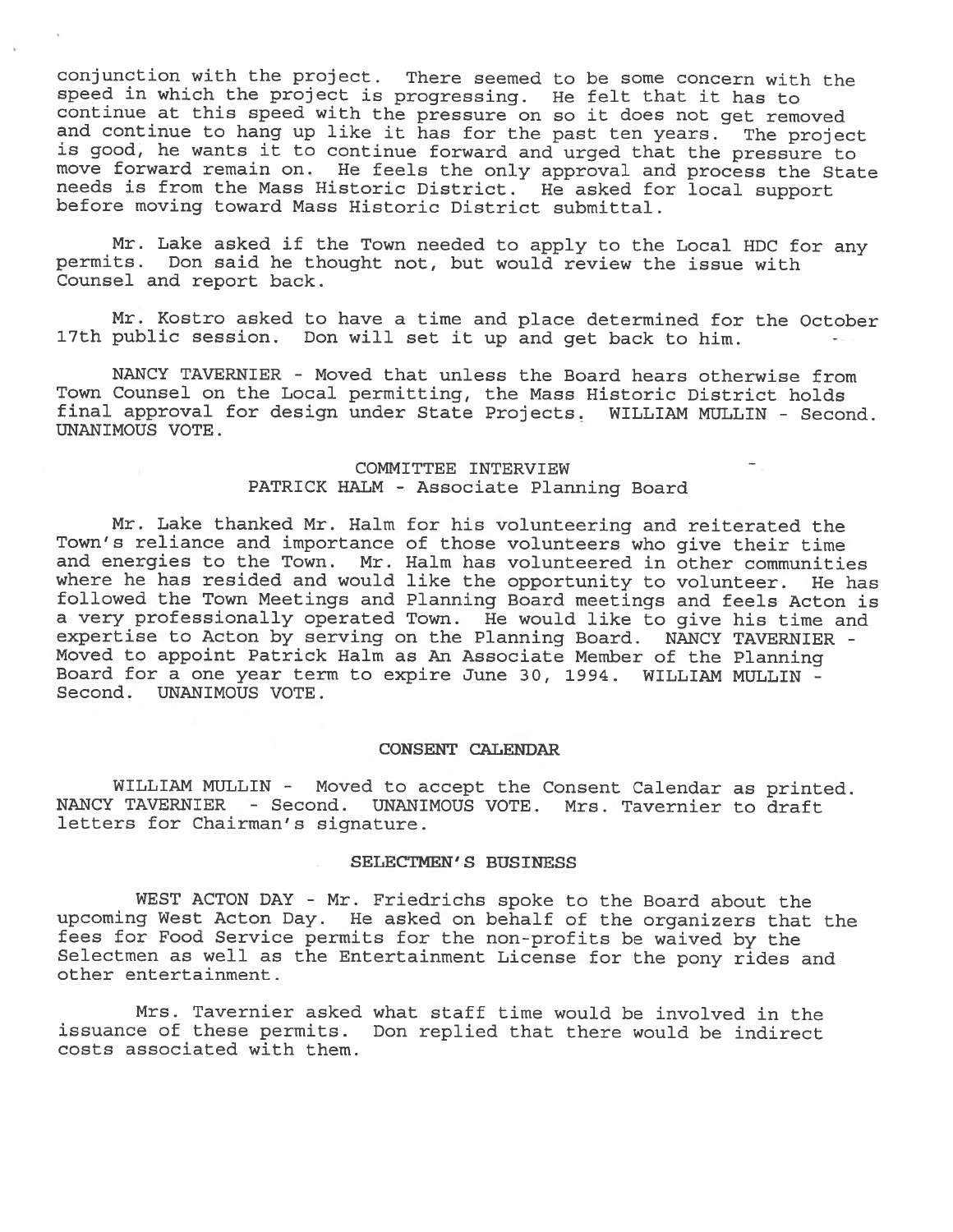conjunction with the project. There seemed to be some concern with the speed in which the project is progressing. He felt that it has to continue at this speed with the pressure on so it does not get removed and continue to hang up like it has for the past ten years. The project is good, he wants it to continue forward and urged that the pressure to move forward remain on. He feels the only approval and process the State needs is from the Mass Historic District. He asked for local support before moving toward Mass Historic District submittal.

Mr. Lake asked if the Town needed to apply to the Local HDC for any permits. Don said he thought not, but would review the issue with Counsel and report back.

Mr. Kostro asked to have a time and place determined for the October 17th public session. Don will set it up and get back to him.

NANCY TAVERNIER - Moved that unless the Board hears otherwise from Town Counsel on the Local permitting, the Mass Historic District holds final approval for design under State Projects. WILLIAM MULLIN - Second. UNANIMOUS VOTE.

COMMITTEE INTERVIEW
PATRICK HALM - Associate Planning Board

Mr. Lake thanked Mr. Halm for his volunteering and reiterated the Town's reliance and importance of those volunteers who give their time and energies to the Town. Mr. Halm has volunteered in other communities where he has resided and would like the opportunity to volunteer. He has followed the Town Meetings and Planning Board meetings and feels Acton is a very professionally operated Town. He would like to give his time and expertise to Acton by serving on the Planning Board. NANCY TAVERNIER - Moved to appoint Patrick Halm as An Associate Member of the Planning Board for a one year term to expire June 30, 1994. WILLIAM MULLIN - Second. UNANIMOUS VOTE.

## CONSENT CALENDAR

WILLIAM MULLIN - Moved to accept the Consent Calendar as printed. NANCY TAVERNIER - Second. UNANIMOUS VOTE. Mrs. Tavernier to draft letters for Chairman's signature.

## SELECTMEN'S BUSINESS

WEST ACTON DAY - Mr. Friedrichs spoke to the Board about the upcoming West Acton Day. He asked on behalf of the organizers that the fees for Food Service permits for the non-profits be waived by the Selectmen as well as the Entertainment License for the pony rides and other entertainment.

Mrs. Tavernier asked what staff time would be involved in the issuance of these permits. Don replied that there would be indirect costs associated with them.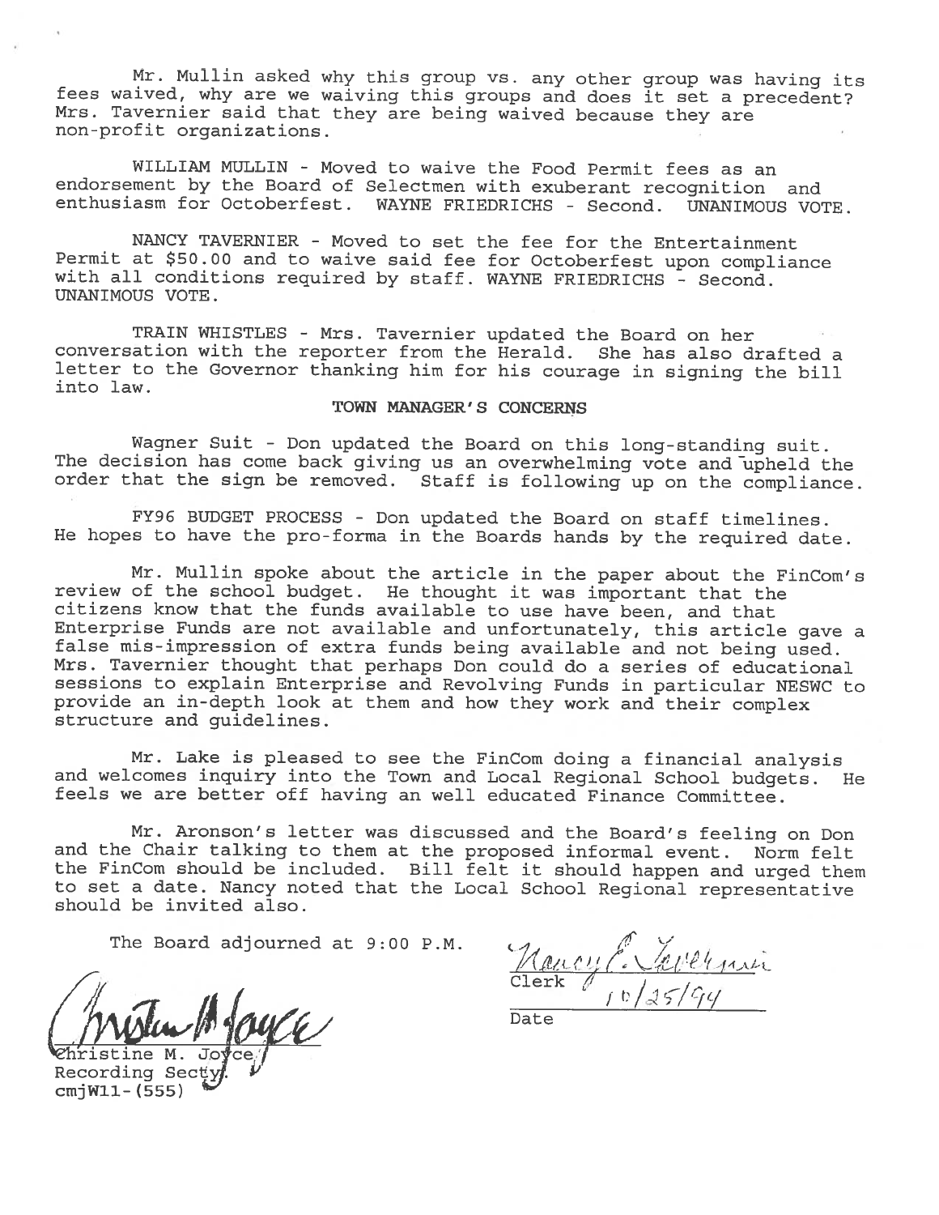Mr. Mullin asked why this group vs. any other group was having its fees waived, why are we waiving this groups and does it set a precedent? Mrs. Tavernier said that they are being waived because they are non-profit organizations.

WILLIAM MULLIN - Moved to waive the Food Permit fees as an endorsement by the Board of Selectmen with exuberant recognition and enthusiasm for Octoberfest. WAYNE FRIEDRICHS - Second. UNANIMOUS VOTE.

NANCY TAVERNIER - Moved to set the fee for the Entertainment Permit at $50.00 and to waive said fee for Octoberfest upon compliance with all conditions required by staff. WAYNE FRIEDRICHS - Second. UNANIMOUS VOTE.

TRAIN WHISTLES - Mrs. Tavernier updated the Board on her conversation with the reporter from the Herald. She has also drafted a letter to the Governor thanking him for his courage in signing the bill into law.

**TOWN MANAGER'S CONCERNS**

Wagner Suit - Don updated the Board on this long-standing suit. The decision has come back giving us an overwhelming vote and upheld the order that the sign be removed. Staff is following up on the compliance.

FY96 BUDGET PROCESS - Don updated the Board on staff timelines. He hopes to have the pro-forma in the Boards hands by the required date.

Mr. Mullin spoke about the article in the paper about the FinCom's review of the school budget. He thought it was important that the citizens know that the funds available to use have been, and that Enterprise Funds are not available and unfortunately, this article gave a false mis-impression of extra funds being available and not being used. Mrs. Tavernier thought that perhaps Don could do a series of educational sessions to explain Enterprise and Revolving Funds in particular NESWC to provide an in-depth look at them and how they work and their complex structure and guidelines.

Mr. Lake is pleased to see the FinCom doing a financial analysis and welcomes inquiry into the Town and Local Regional School budgets. He feels we are better off having an well educated Finance Committee.

Mr. Aronson's letter was discussed and the Board's feeling on Don and the Chair talking to them at the proposed informal event. Norm felt the FinCom should be included. Bill felt it should happen and urged them to set a date. Nancy noted that the Local School Regional representative should be invited also.

The Board adjourned at 9:00 P.M.

Christine M. Joyce
Recording Secty.
cmjW11-(555)

Nancy E. Tavernier
Clerk

10/25/94
Date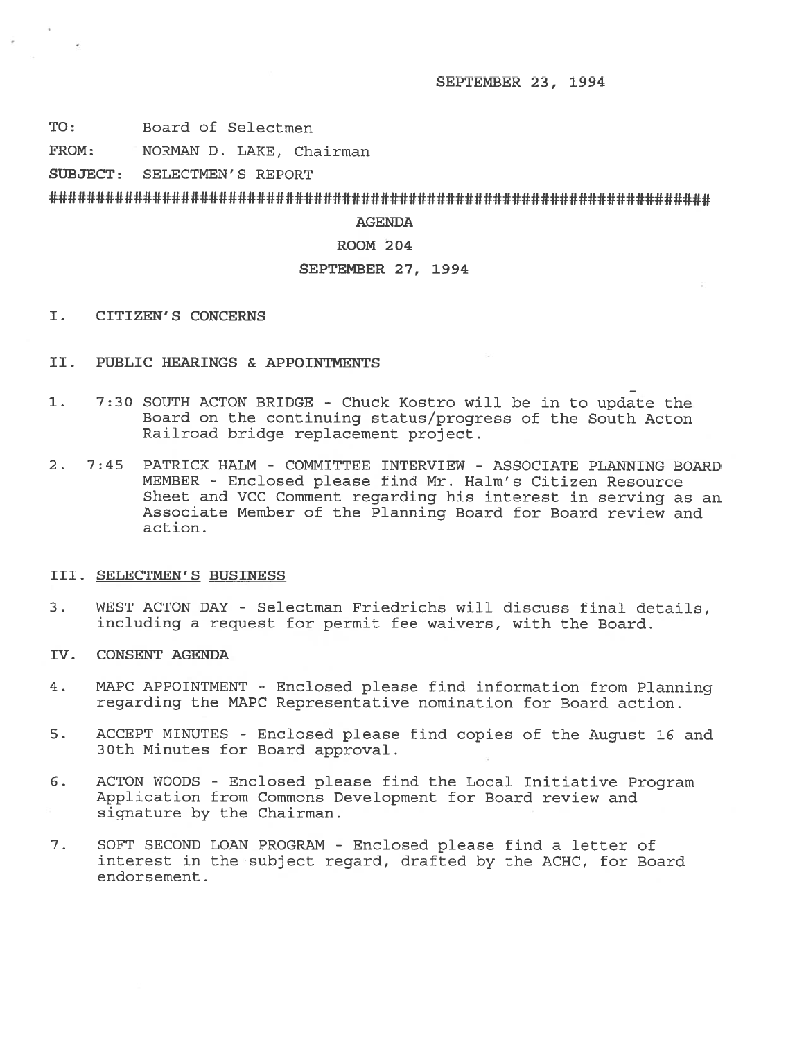SEPTEMBER 23, 1994

**TO:** Board of Selectmen

**FROM:** NORMAN D. LAKE, Chairman

**SUBJECT:** SELECTMEN'S REPORT

##########################################################################

**AGENDA**

**ROOM 204**

**SEPTEMBER 27, 1994**

## I. CITIZEN'S CONCERNS

## II. PUBLIC HEARINGS & APPOINTMENTS

1. 7:30 SOUTH ACTON BRIDGE - Chuck Kostro will be in to update the Board on the continuing status/progress of the South Acton Railroad bridge replacement project.

2. 7:45 PATRICK HALM - COMMITTEE INTERVIEW - ASSOCIATE PLANNING BOARD MEMBER - Enclosed please find Mr. Halm's Citizen Resource Sheet and VCC Comment regarding his interest in serving as an Associate Member of the Planning Board for Board review and action.

## III. <u>SELECTMEN'S BUSINESS</u>

3. WEST ACTON DAY - Selectman Friedrichs will discuss final details, including a request for permit fee waivers, with the Board.

## IV. CONSENT AGENDA

4. MAPC APPOINTMENT - Enclosed please find information from Planning regarding the MAPC Representative nomination for Board action.

5. ACCEPT MINUTES - Enclosed please find copies of the August 16 and 30th Minutes for Board approval.

6. ACTON WOODS - Enclosed please find the Local Initiative Program Application from Commons Development for Board review and signature by the Chairman.

7. SOFT SECOND LOAN PROGRAM - Enclosed please find a letter of interest in the subject regard, drafted by the ACHC, for Board endorsement.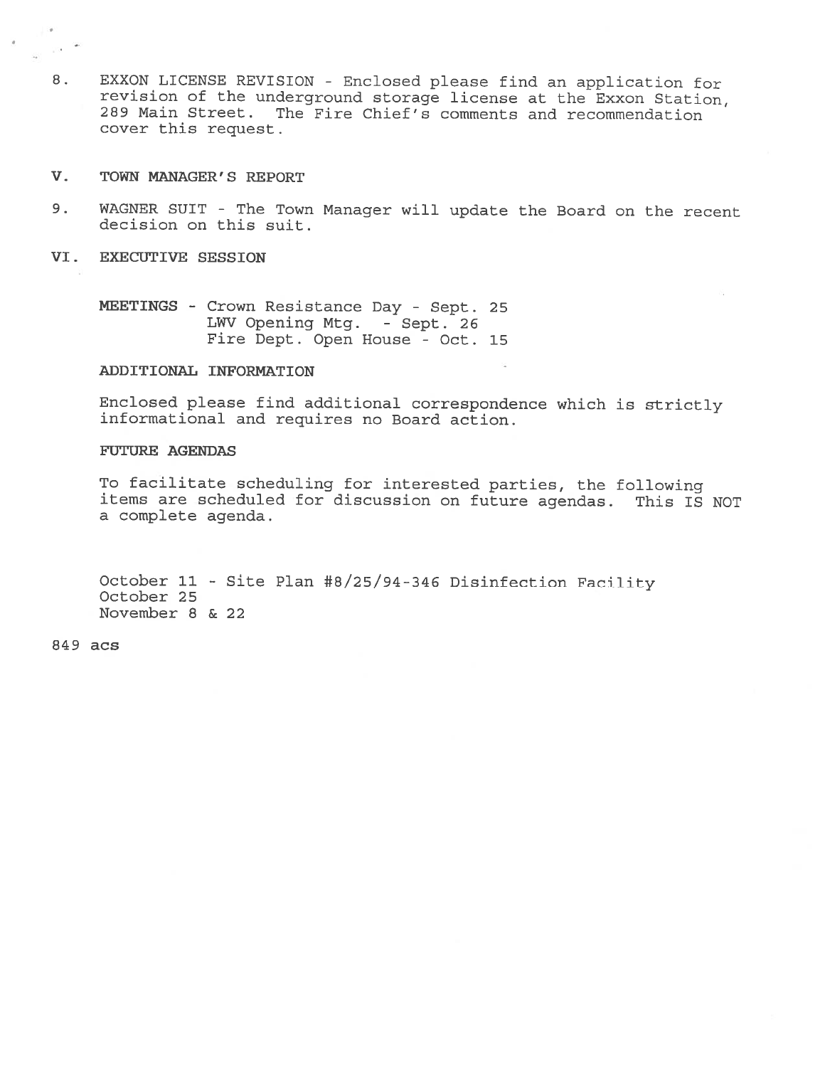8. EXXON LICENSE REVISION - Enclosed please find an application for revision of the underground storage license at the Exxon Station, 289 Main Street. The Fire Chief's comments and recommendation cover this request.

## V. TOWN MANAGER'S REPORT

9. WAGNER SUIT - The Town Manager will update the Board on the recent decision on this suit.

## VI. EXECUTIVE SESSION

**MEETINGS** - Crown Resistance Day - Sept. 25
LWV Opening Mtg. - Sept. 26
Fire Dept. Open House - Oct. 15

**ADDITIONAL INFORMATION**

Enclosed please find additional correspondence which is strictly informational and requires no Board action.

**FUTURE AGENDAS**

To facilitate scheduling for interested parties, the following items are scheduled for discussion on future agendas. This IS NOT a complete agenda.

October 11 - Site Plan #8/25/94-346 Disinfection Facility
October 25
November 8 & 22

849 acs